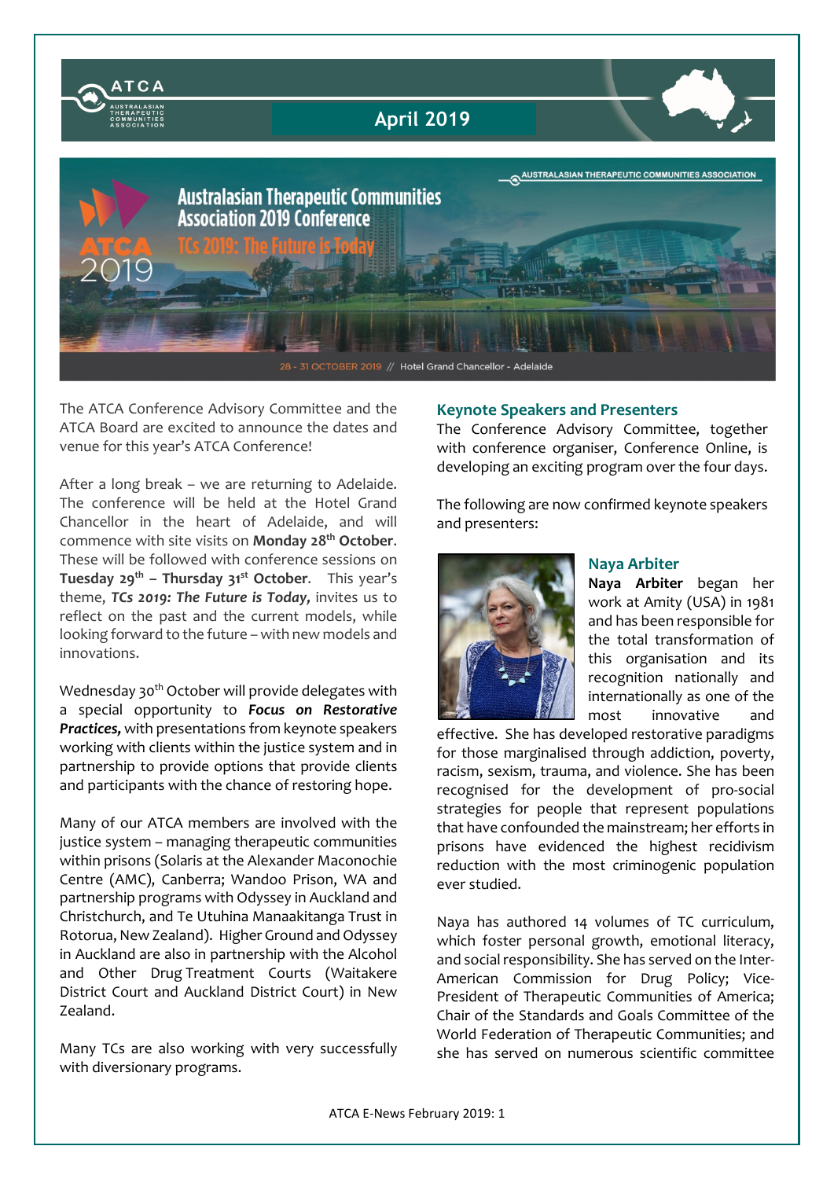ATCA
AUSTRALASIAN THERAPEUTIC COMMUNITIES ASSOCIATION

# April 2019

## Australasian Therapeutic Communities Association 2019 Conference

TCs 2019: The Future is Today

28 - 31 OCTOBER 2019 // Hotel Grand Chancellor - Adelaide

The ATCA Conference Advisory Committee and the ATCA Board are excited to announce the dates and venue for this year's ATCA Conference!

After a long break – we are returning to Adelaide. The conference will be held at the Hotel Grand Chancellor in the heart of Adelaide, and will commence with site visits on **Monday 28th October**. These will be followed with conference sessions on **Tuesday 29th – Thursday 31st October**. This year's theme, ***TCs 2019: The Future is Today,*** invites us to reflect on the past and the current models, while looking forward to the future – with new models and innovations.

Wednesday 30th October will provide delegates with a special opportunity to ***Focus on Restorative Practices,*** with presentations from keynote speakers working with clients within the justice system and in partnership to provide options that provide clients and participants with the chance of restoring hope.

Many of our ATCA members are involved with the justice system – managing therapeutic communities within prisons (Solaris at the Alexander Maconochie Centre (AMC), Canberra; Wandoo Prison, WA and partnership programs with Odyssey in Auckland and Christchurch, and Te Utuhina Manaakitanga Trust in Rotorua, New Zealand). Higher Ground and Odyssey in Auckland are also in partnership with the Alcohol and Other Drug Treatment Courts (Waitakere District Court and Auckland District Court) in New Zealand.

Many TCs are also working with very successfully with diversionary programs.

### Keynote Speakers and Presenters

The Conference Advisory Committee, together with conference organiser, Conference Online, is developing an exciting program over the four days.

The following are now confirmed keynote speakers and presenters:

#### Naya Arbiter

**Naya Arbiter** began her work at Amity (USA) in 1981 and has been responsible for the total transformation of this organisation and its recognition nationally and internationally as one of the most innovative and effective. She has developed restorative paradigms for those marginalised through addiction, poverty, racism, sexism, trauma, and violence. She has been recognised for the development of pro-social strategies for people that represent populations that have confounded the mainstream; her efforts in prisons have evidenced the highest recidivism reduction with the most criminogenic population ever studied.

Naya has authored 14 volumes of TC curriculum, which foster personal growth, emotional literacy, and social responsibility. She has served on the Inter-American Commission for Drug Policy; Vice-President of Therapeutic Communities of America; Chair of the Standards and Goals Committee of the World Federation of Therapeutic Communities; and she has served on numerous scientific committee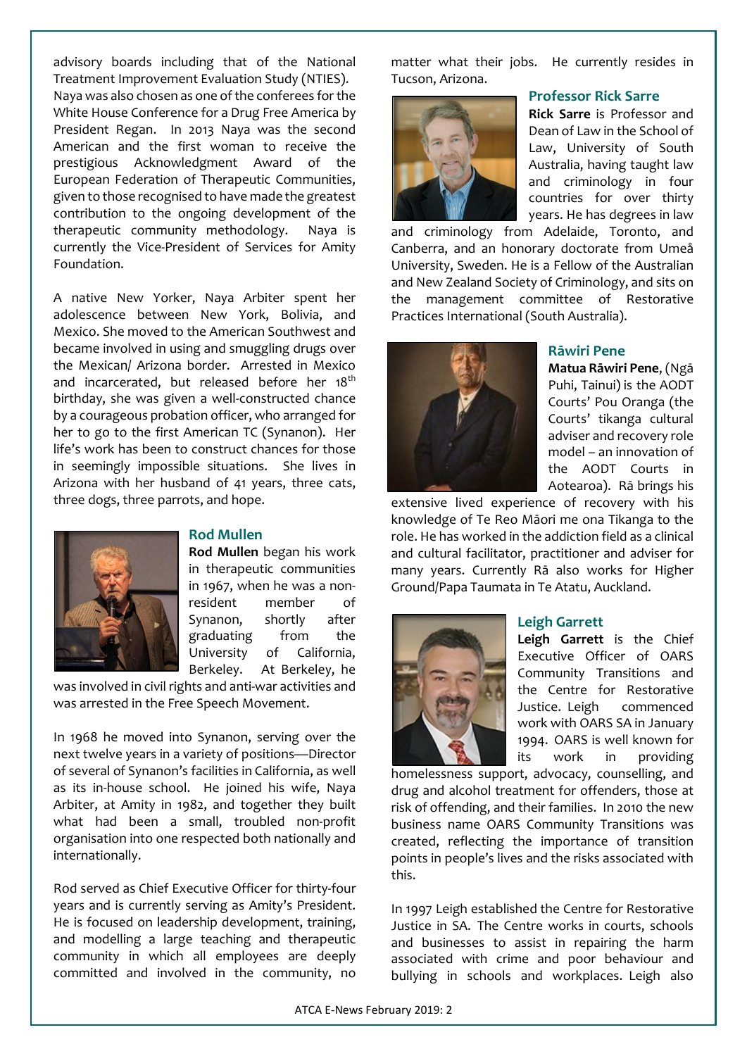advisory boards including that of the National Treatment Improvement Evaluation Study (NTIES). Naya was also chosen as one of the conferees for the White House Conference for a Drug Free America by President Regan. In 2013 Naya was the second American and the first woman to receive the prestigious Acknowledgment Award of the European Federation of Therapeutic Communities, given to those recognised to have made the greatest contribution to the ongoing development of the therapeutic community methodology. Naya is currently the Vice-President of Services for Amity Foundation.

A native New Yorker, Naya Arbiter spent her adolescence between New York, Bolivia, and Mexico. She moved to the American Southwest and became involved in using and smuggling drugs over the Mexican/ Arizona border. Arrested in Mexico and incarcerated, but released before her 18th birthday, she was given a well-constructed chance by a courageous probation officer, who arranged for her to go to the first American TC (Synanon). Her life's work has been to construct chances for those in seemingly impossible situations. She lives in Arizona with her husband of 41 years, three cats, three dogs, three parrots, and hope.

### Rod Mullen

**Rod Mullen** began his work in therapeutic communities in 1967, when he was a non-resident member of Synanon, shortly after graduating from the University of California, Berkeley. At Berkeley, he was involved in civil rights and anti-war activities and was arrested in the Free Speech Movement.

In 1968 he moved into Synanon, serving over the next twelve years in a variety of positions—Director of several of Synanon's facilities in California, as well as its in-house school. He joined his wife, Naya Arbiter, at Amity in 1982, and together they built what had been a small, troubled non-profit organisation into one respected both nationally and internationally.

Rod served as Chief Executive Officer for thirty-four years and is currently serving as Amity's President. He is focused on leadership development, training, and modelling a large teaching and therapeutic community in which all employees are deeply committed and involved in the community, no matter what their jobs. He currently resides in Tucson, Arizona.

### Professor Rick Sarre

**Rick Sarre** is Professor and Dean of Law in the School of Law, University of South Australia, having taught law and criminology in four countries for over thirty years. He has degrees in law and criminology from Adelaide, Toronto, and Canberra, and an honorary doctorate from Umeå University, Sweden. He is a Fellow of the Australian and New Zealand Society of Criminology, and sits on the management committee of Restorative Practices International (South Australia).

### Rāwiri Pene

**Matua Rāwiri Pene**, (Ngā Puhi, Tainui) is the AODT Courts' Pou Oranga (the Courts' tikanga cultural adviser and recovery role model – an innovation of the AODT Courts in Aotearoa). Rā brings his extensive lived experience of recovery with his knowledge of Te Reo Māori me ona Tikanga to the role. He has worked in the addiction field as a clinical and cultural facilitator, practitioner and adviser for many years. Currently Rā also works for Higher Ground/Papa Taumata in Te Atatu, Auckland.

### Leigh Garrett

**Leigh Garrett** is the Chief Executive Officer of OARS Community Transitions and the Centre for Restorative Justice. Leigh commenced work with OARS SA in January 1994. OARS is well known for its work in providing homelessness support, advocacy, counselling, and drug and alcohol treatment for offenders, those at risk of offending, and their families. In 2010 the new business name OARS Community Transitions was created, reflecting the importance of transition points in people's lives and the risks associated with this.

In 1997 Leigh established the Centre for Restorative Justice in SA. The Centre works in courts, schools and businesses to assist in repairing the harm associated with crime and poor behaviour and bullying in schools and workplaces. Leigh also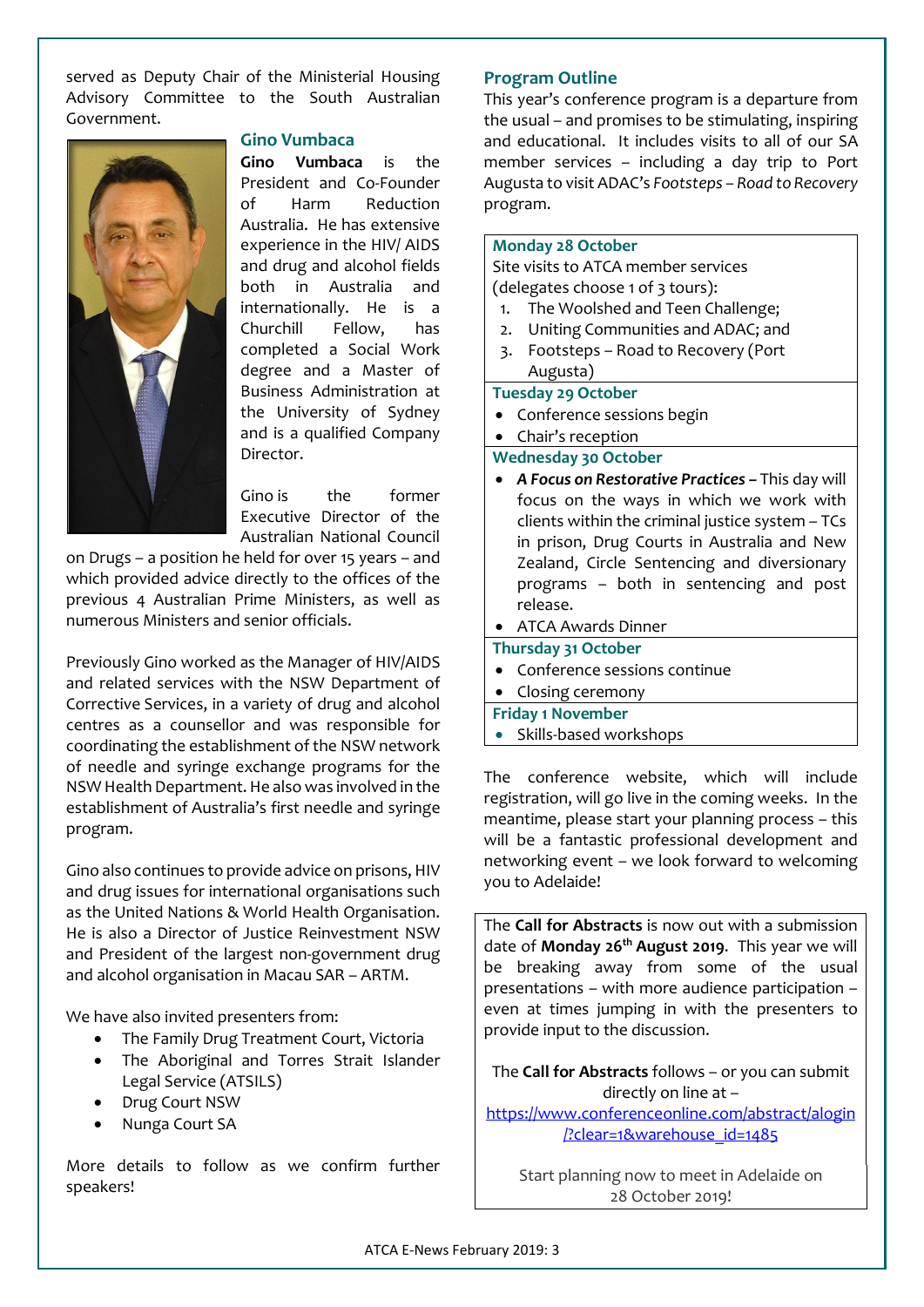served as Deputy Chair of the Ministerial Housing Advisory Committee to the South Australian Government.

### Gino Vumbaca

**Gino Vumbaca** is the President and Co-Founder of Harm Reduction Australia. He has extensive experience in the HIV/ AIDS and drug and alcohol fields both in Australia and internationally. He is a Churchill Fellow, has completed a Social Work degree and a Master of Business Administration at the University of Sydney and is a qualified Company Director.

Gino is the former Executive Director of the Australian National Council on Drugs – a position he held for over 15 years – and which provided advice directly to the offices of the previous 4 Australian Prime Ministers, as well as numerous Ministers and senior officials.

Previously Gino worked as the Manager of HIV/AIDS and related services with the NSW Department of Corrective Services, in a variety of drug and alcohol centres as a counsellor and was responsible for coordinating the establishment of the NSW network of needle and syringe exchange programs for the NSW Health Department. He also was involved in the establishment of Australia's first needle and syringe program.

Gino also continues to provide advice on prisons, HIV and drug issues for international organisations such as the United Nations & World Health Organisation. He is also a Director of Justice Reinvestment NSW and President of the largest non-government drug and alcohol organisation in Macau SAR – ARTM.

We have also invited presenters from:

- The Family Drug Treatment Court, Victoria
- The Aboriginal and Torres Strait Islander Legal Service (ATSILS)
- Drug Court NSW
- Nunga Court SA

More details to follow as we confirm further speakers!

## Program Outline

This year's conference program is a departure from the usual – and promises to be stimulating, inspiring and educational. It includes visits to all of our SA member services – including a day trip to Port Augusta to visit ADAC's *Footsteps – Road to Recovery* program.

**Monday 28 October**

Site visits to ATCA member services (delegates choose 1 of 3 tours):

1. The Woolshed and Teen Challenge;
2. Uniting Communities and ADAC; and
3. Footsteps – Road to Recovery (Port Augusta)

**Tuesday 29 October**

- Conference sessions begin
- Chair's reception

**Wednesday 30 October**

- ***A Focus on Restorative Practices –*** This day will focus on the ways in which we work with clients within the criminal justice system – TCs in prison, Drug Courts in Australia and New Zealand, Circle Sentencing and diversionary programs – both in sentencing and post release.
- ATCA Awards Dinner

**Thursday 31 October**

- Conference sessions continue
- Closing ceremony

**Friday 1 November**

- Skills-based workshops

The conference website, which will include registration, will go live in the coming weeks. In the meantime, please start your planning process – this will be a fantastic professional development and networking event – we look forward to welcoming you to Adelaide!

The **Call for Abstracts** is now out with a submission date of **Monday 26th August 2019**. This year we will be breaking away from some of the usual presentations – with more audience participation – even at times jumping in with the presenters to provide input to the discussion.

The **Call for Abstracts** follows – or you can submit directly on line at – https://www.conferenceonline.com/abstract/alogin/?clear=1&warehouse_id=1485

Start planning now to meet in Adelaide on 28 October 2019!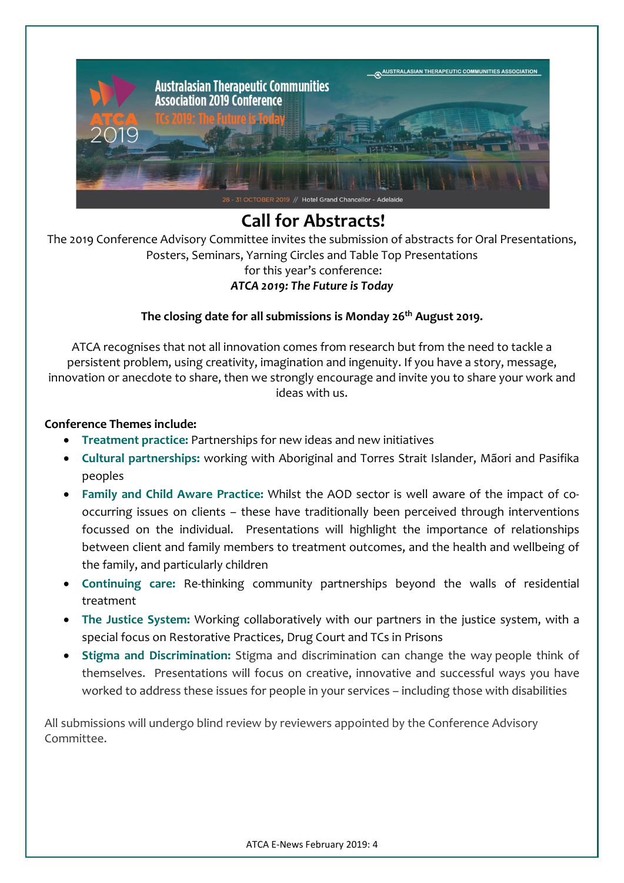# Call for Abstracts!

The 2019 Conference Advisory Committee invites the submission of abstracts for Oral Presentations, Posters, Seminars, Yarning Circles and Table Top Presentations for this year's conference:
***ATCA 2019: The Future is Today***

**The closing date for all submissions is Monday 26th August 2019.**

ATCA recognises that not all innovation comes from research but from the need to tackle a persistent problem, using creativity, imagination and ingenuity. If you have a story, message, innovation or anecdote to share, then we strongly encourage and invite you to share your work and ideas with us.

**Conference Themes include:**

- **Treatment practice:** Partnerships for new ideas and new initiatives
- **Cultural partnerships:** working with Aboriginal and Torres Strait Islander, Māori and Pasifika peoples
- **Family and Child Aware Practice:** Whilst the AOD sector is well aware of the impact of co-occurring issues on clients – these have traditionally been perceived through interventions focussed on the individual. Presentations will highlight the importance of relationships between client and family members to treatment outcomes, and the health and wellbeing of the family, and particularly children
- **Continuing care:** Re-thinking community partnerships beyond the walls of residential treatment
- **The Justice System:** Working collaboratively with our partners in the justice system, with a special focus on Restorative Practices, Drug Court and TCs in Prisons
- **Stigma and Discrimination:** Stigma and discrimination can change the way people think of themselves. Presentations will focus on creative, innovative and successful ways you have worked to address these issues for people in your services – including those with disabilities

All submissions will undergo blind review by reviewers appointed by the Conference Advisory Committee.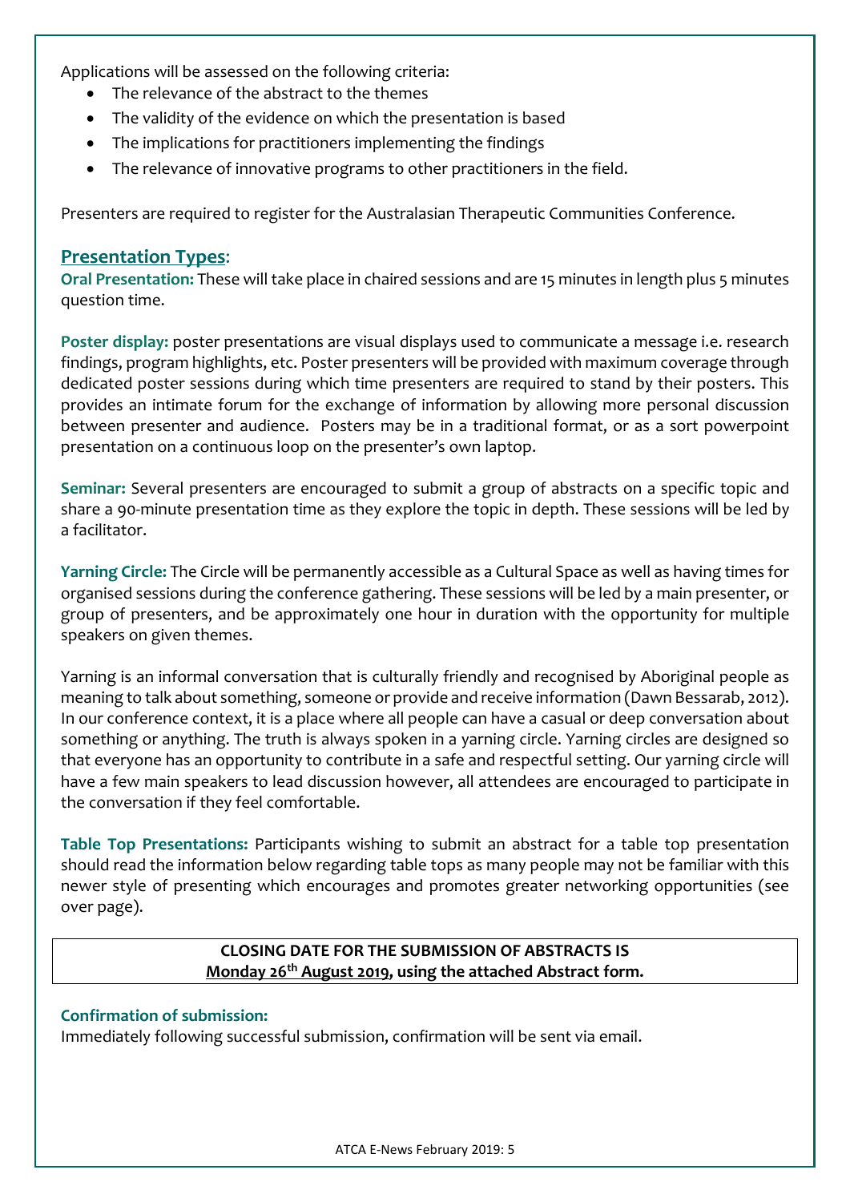Applications will be assessed on the following criteria:

- The relevance of the abstract to the themes
- The validity of the evidence on which the presentation is based
- The implications for practitioners implementing the findings
- The relevance of innovative programs to other practitioners in the field.

Presenters are required to register for the Australasian Therapeutic Communities Conference.

## Presentation Types:

**Oral Presentation:** These will take place in chaired sessions and are 15 minutes in length plus 5 minutes question time.

**Poster display:** poster presentations are visual displays used to communicate a message i.e. research findings, program highlights, etc. Poster presenters will be provided with maximum coverage through dedicated poster sessions during which time presenters are required to stand by their posters. This provides an intimate forum for the exchange of information by allowing more personal discussion between presenter and audience. Posters may be in a traditional format, or as a sort powerpoint presentation on a continuous loop on the presenter's own laptop.

**Seminar:** Several presenters are encouraged to submit a group of abstracts on a specific topic and share a 90-minute presentation time as they explore the topic in depth. These sessions will be led by a facilitator.

**Yarning Circle:** The Circle will be permanently accessible as a Cultural Space as well as having times for organised sessions during the conference gathering. These sessions will be led by a main presenter, or group of presenters, and be approximately one hour in duration with the opportunity for multiple speakers on given themes.

Yarning is an informal conversation that is culturally friendly and recognised by Aboriginal people as meaning to talk about something, someone or provide and receive information (Dawn Bessarab, 2012). In our conference context, it is a place where all people can have a casual or deep conversation about something or anything. The truth is always spoken in a yarning circle. Yarning circles are designed so that everyone has an opportunity to contribute in a safe and respectful setting. Our yarning circle will have a few main speakers to lead discussion however, all attendees are encouraged to participate in the conversation if they feel comfortable.

**Table Top Presentations:** Participants wishing to submit an abstract for a table top presentation should read the information below regarding table tops as many people may not be familiar with this newer style of presenting which encourages and promotes greater networking opportunities (see over page).

**CLOSING DATE FOR THE SUBMISSION OF ABSTRACTS IS**
**Monday 26th August 2019, using the attached Abstract form.**

**Confirmation of submission:**

Immediately following successful submission, confirmation will be sent via email.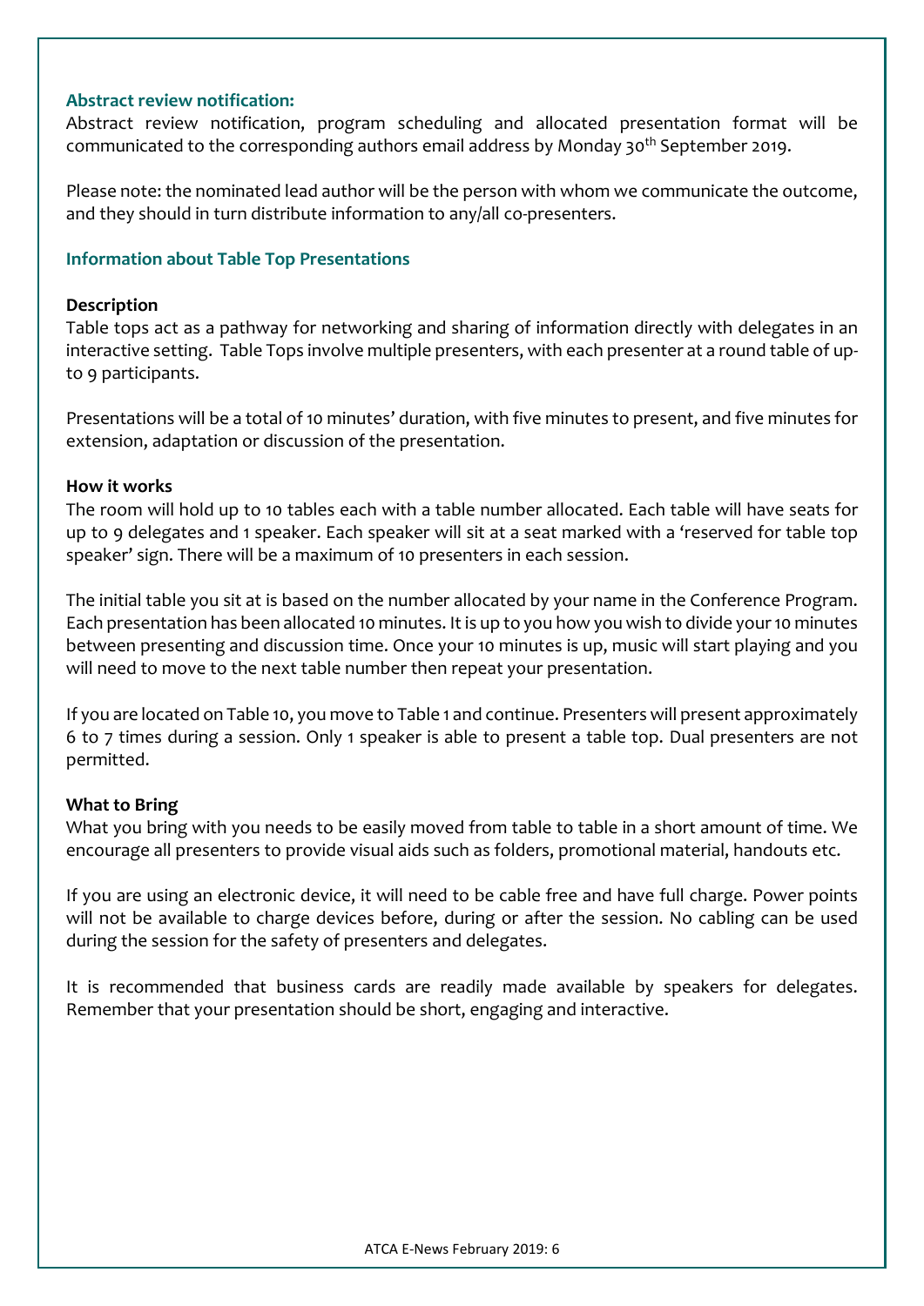### Abstract review notification:

Abstract review notification, program scheduling and allocated presentation format will be communicated to the corresponding authors email address by Monday 30th September 2019.

Please note: the nominated lead author will be the person with whom we communicate the outcome, and they should in turn distribute information to any/all co-presenters.

### Information about Table Top Presentations

**Description**

Table tops act as a pathway for networking and sharing of information directly with delegates in an interactive setting. Table Tops involve multiple presenters, with each presenter at a round table of up-to 9 participants.

Presentations will be a total of 10 minutes' duration, with five minutes to present, and five minutes for extension, adaptation or discussion of the presentation.

**How it works**

The room will hold up to 10 tables each with a table number allocated. Each table will have seats for up to 9 delegates and 1 speaker. Each speaker will sit at a seat marked with a 'reserved for table top speaker' sign. There will be a maximum of 10 presenters in each session.

The initial table you sit at is based on the number allocated by your name in the Conference Program. Each presentation has been allocated 10 minutes. It is up to you how you wish to divide your 10 minutes between presenting and discussion time. Once your 10 minutes is up, music will start playing and you will need to move to the next table number then repeat your presentation.

If you are located on Table 10, you move to Table 1 and continue. Presenters will present approximately 6 to 7 times during a session. Only 1 speaker is able to present a table top. Dual presenters are not permitted.

**What to Bring**

What you bring with you needs to be easily moved from table to table in a short amount of time. We encourage all presenters to provide visual aids such as folders, promotional material, handouts etc.

If you are using an electronic device, it will need to be cable free and have full charge. Power points will not be available to charge devices before, during or after the session. No cabling can be used during the session for the safety of presenters and delegates.

It is recommended that business cards are readily made available by speakers for delegates. Remember that your presentation should be short, engaging and interactive.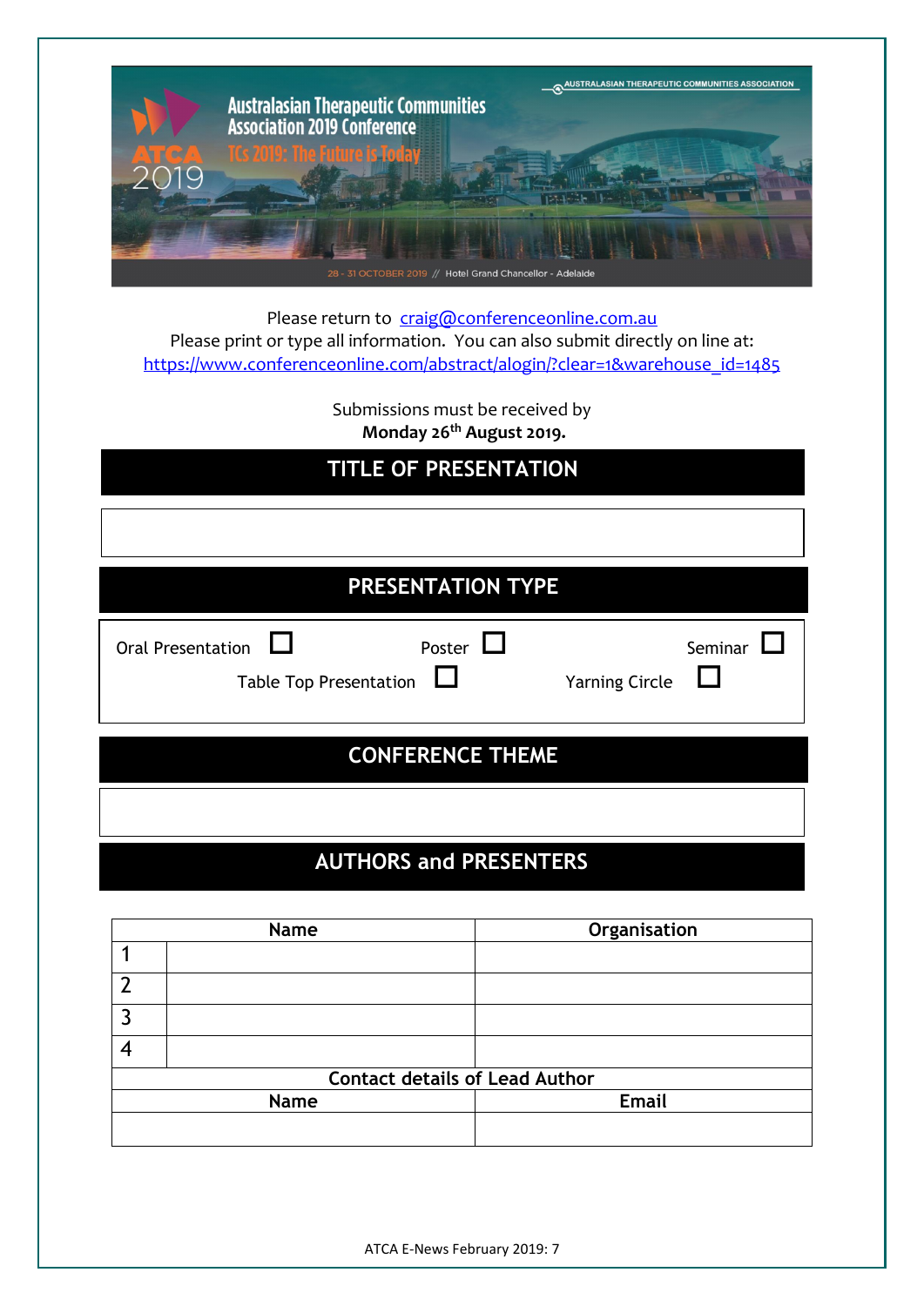Australasian Therapeutic Communities Association 2019 Conference

TCs 2019: The Future is Today

ATCA 2019

AUSTRALASIAN THERAPEUTIC COMMUNITIES ASSOCIATION

28 - 31 OCTOBER 2019 // Hotel Grand Chancellor - Adelaide

Please return to craig@conferenceonline.com.au

Please print or type all information. You can also submit directly on line at:
https://www.conferenceonline.com/abstract/alogin/?clear=1&warehouse_id=1485

Submissions must be received by
**Monday 26th August 2019.**

## TITLE OF PRESENTATION

&nbsp;

## PRESENTATION TYPE

Oral Presentation ☐    Poster ☐    Seminar ☐

Table Top Presentation ☐    Yarning Circle ☐

## CONFERENCE THEME

&nbsp;

## AUTHORS and PRESENTERS

| | Name | Organisation |
|---|---|---|
| 1 | | |
| 2 | | |
| 3 | | |
| 4 | | |

| Contact details of Lead Author | |
|---|---|
| **Name** | **Email** |
| | |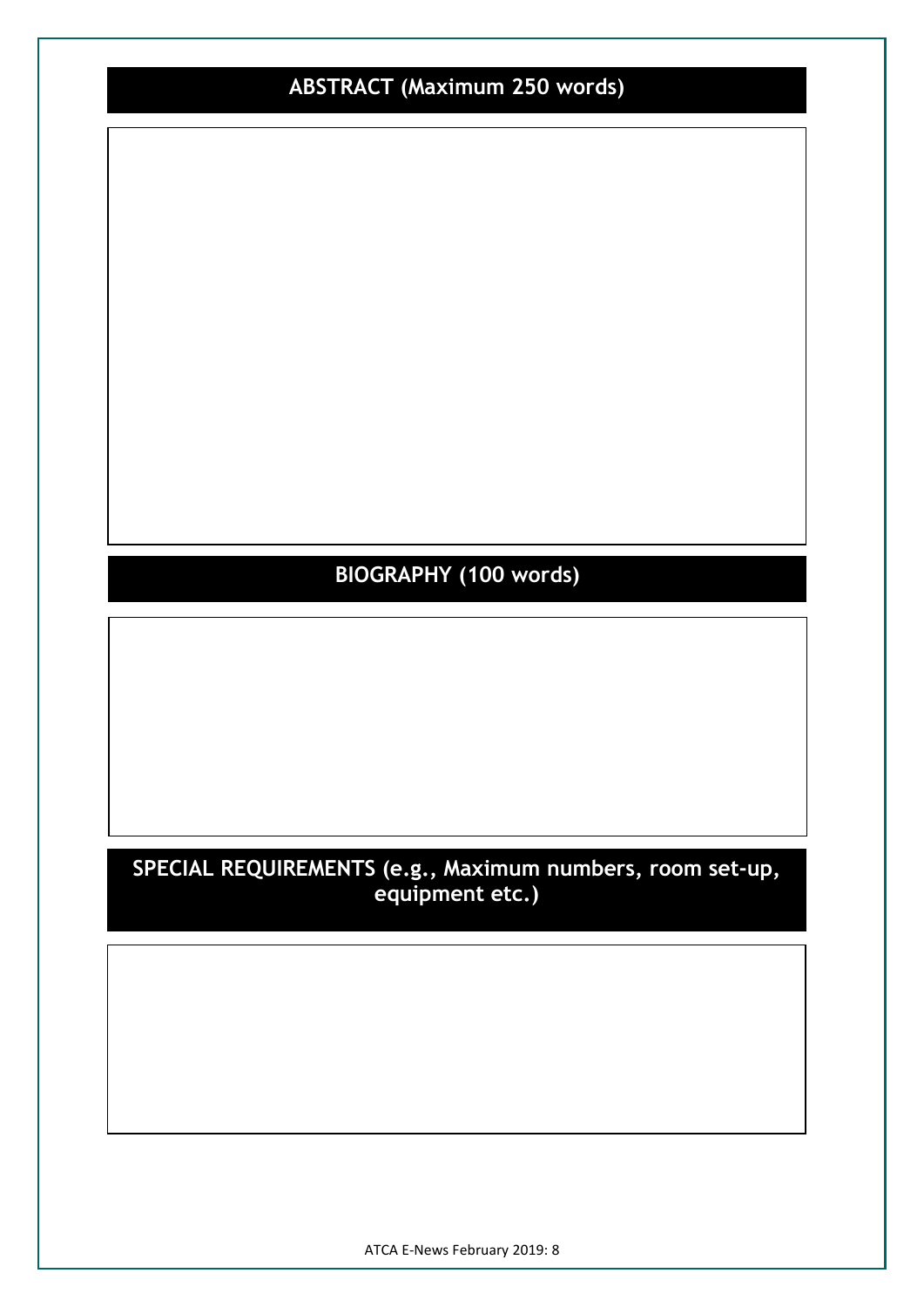## ABSTRACT (Maximum 250 words)

## BIOGRAPHY (100 words)

## SPECIAL REQUIREMENTS (e.g., Maximum numbers, room set-up, equipment etc.)